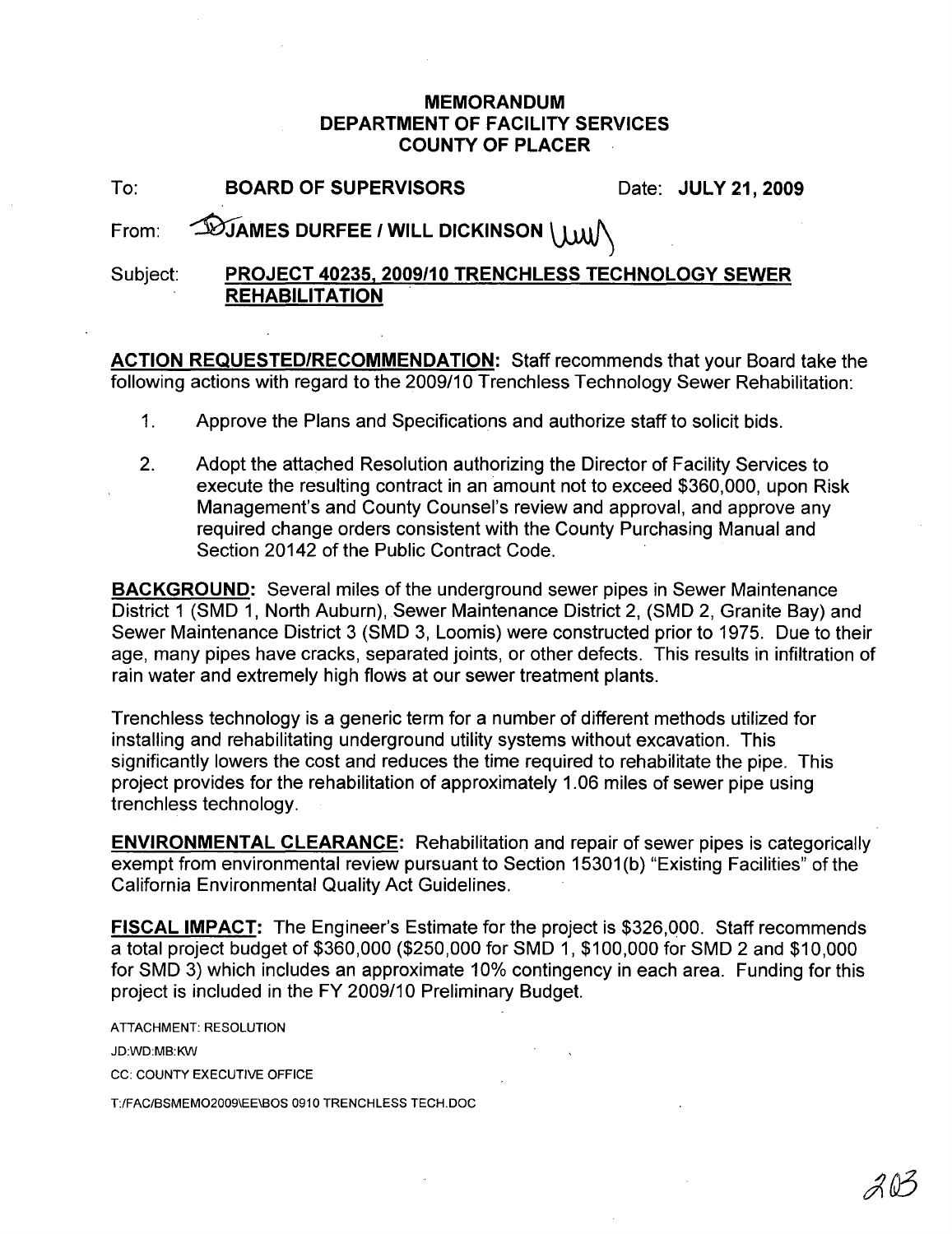# MEMORANDUM
## DEPARTMENT OF FACILITY SERVICES
## COUNTY OF PLACER

To: **BOARD OF SUPERVISORS** Date: **JULY 21, 2009**

From: **JAMES DURFEE / WILL DICKINSON**

Subject: **PROJECT 40235, 2009/10 TRENCHLESS TECHNOLOGY SEWER REHABILITATION**

**ACTION REQUESTED/RECOMMENDATION:** Staff recommends that your Board take the following actions with regard to the 2009/10 Trenchless Technology Sewer Rehabilitation:

1. Approve the Plans and Specifications and authorize staff to solicit bids.
2. Adopt the attached Resolution authorizing the Director of Facility Services to execute the resulting contract in an amount not to exceed $360,000, upon Risk Management's and County Counsel's review and approval, and approve any required change orders consistent with the County Purchasing Manual and Section 20142 of the Public Contract Code.

**BACKGROUND:** Several miles of the underground sewer pipes in Sewer Maintenance District 1 (SMD 1, North Auburn), Sewer Maintenance District 2, (SMD 2, Granite Bay) and Sewer Maintenance District 3 (SMD 3, Loomis) were constructed prior to 1975. Due to their age, many pipes have cracks, separated joints, or other defects. This results in infiltration of rain water and extremely high flows at our sewer treatment plants.

Trenchless technology is a generic term for a number of different methods utilized for installing and rehabilitating underground utility systems without excavation. This significantly lowers the cost and reduces the time required to rehabilitate the pipe. This project provides for the rehabilitation of approximately 1.06 miles of sewer pipe using trenchless technology.

**ENVIRONMENTAL CLEARANCE:** Rehabilitation and repair of sewer pipes is categorically exempt from environmental review pursuant to Section 15301(b) "Existing Facilities" of the California Environmental Quality Act Guidelines.

**FISCAL IMPACT:** The Engineer's Estimate for the project is $326,000. Staff recommends a total project budget of $360,000 ($250,000 for SMD 1, $100,000 for SMD 2 and $10,000 for SMD 3) which includes an approximate 10% contingency in each area. Funding for this project is included in the FY 2009/10 Preliminary Budget.

ATTACHMENT: RESOLUTION

JD:WD:MB:KW

CC: COUNTY EXECUTIVE OFFICE

T:/FAC/BSMEMO2009\EE\BOS 0910 TRENCHLESS TECH.DOC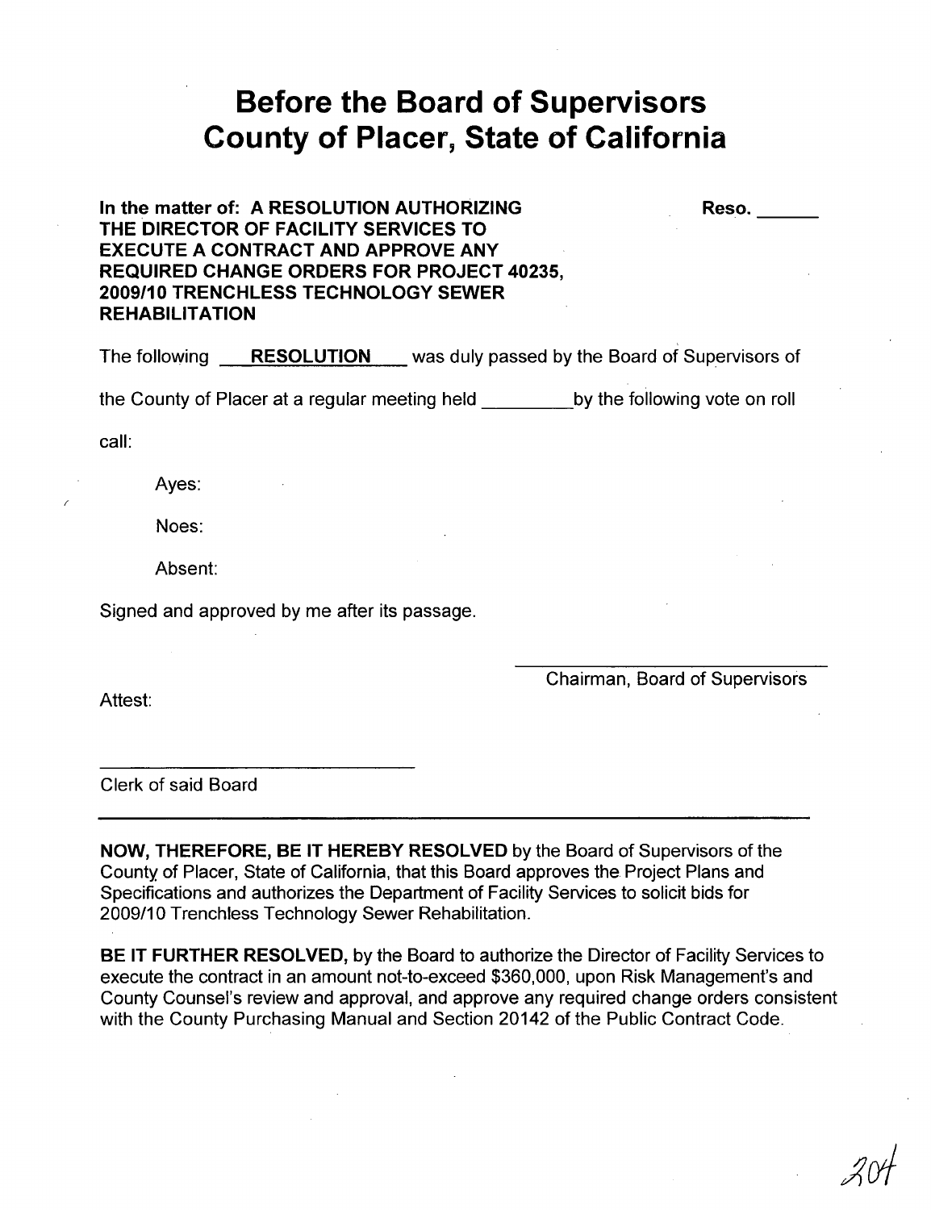# Before the Board of Supervisors County of Placer, State of California

**In the matter of: A RESOLUTION AUTHORIZING THE DIRECTOR OF FACILITY SERVICES TO EXECUTE A CONTRACT AND APPROVE ANY REQUIRED CHANGE ORDERS FOR PROJECT 40235, 2009/10 TRENCHLESS TECHNOLOGY SEWER REHABILITATION**

**Reso. ______**

The following **RESOLUTION** was duly passed by the Board of Supervisors of the County of Placer at a regular meeting held _________ by the following vote on roll call:

Ayes:

Noes:

Absent:

Signed and approved by me after its passage.

_______________________________
Chairman, Board of Supervisors

Attest:

_______________________________
Clerk of said Board

---

**NOW, THEREFORE, BE IT HEREBY RESOLVED** by the Board of Supervisors of the County of Placer, State of California, that this Board approves the Project Plans and Specifications and authorizes the Department of Facility Services to solicit bids for 2009/10 Trenchless Technology Sewer Rehabilitation.

**BE IT FURTHER RESOLVED,** by the Board to authorize the Director of Facility Services to execute the contract in an amount not-to-exceed $360,000, upon Risk Management's and County Counsel's review and approval, and approve any required change orders consistent with the County Purchasing Manual and Section 20142 of the Public Contract Code.